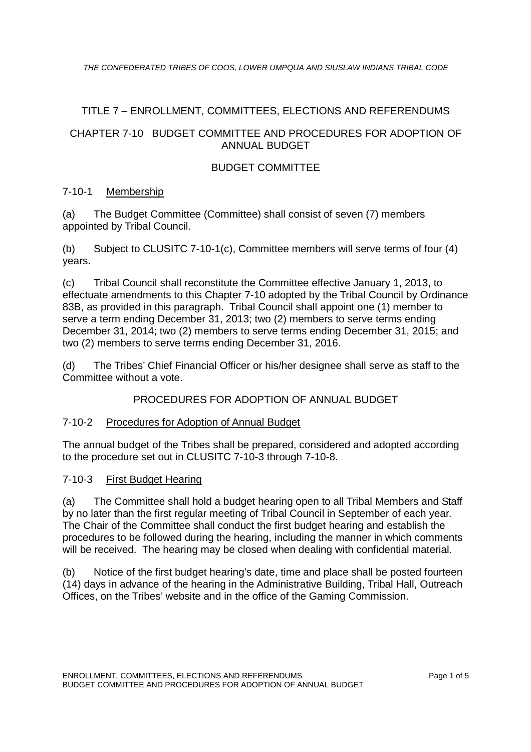# TITLE 7 – ENROLLMENT, COMMITTEES, ELECTIONS AND REFERENDUMS

## CHAPTER 7-10 BUDGET COMMITTEE AND PROCEDURES FOR ADOPTION OF ANNUAL BUDGET

### BUDGET COMMITTEE

**7-10-1** Membership

(a) The Budget Committee (Committee) shall consist of seven (7) members appointed by Tribal Council.

(b) Subject to CLUSITC 7-10-1(c), Committee members will serve terms of four (4) years.

(c) Tribal Council shall reconstitute the Committee effective January 1, 2013, to effectuate amendments to this Chapter 7-10 adopted by the Tribal Council by Ordinance 83B, as provided in this paragraph. Tribal Council shall appoint one (1) member to serve a term ending December 31, 2013; two (2) members to serve terms ending December 31, 2014; two (2) members to serve terms ending December 31, 2015; and two (2) members to serve terms ending December 31, 2016.

(d) The Tribes' Chief Financial Officer or his/her designee shall serve as staff to the Committee without a vote.

### PROCEDURES FOR ADOPTION OF ANNUAL BUDGET

**7-10-2** Procedures for Adoption of Annual Budget

The annual budget of the Tribes shall be prepared, considered and adopted according to the procedure set out in CLUSITC 7-10-3 through 7-10-8.

**7-10-3** First Budget Hearing

(a) The Committee shall hold a budget hearing open to all Tribal Members and Staff by no later than the first regular meeting of Tribal Council in September of each year. The Chair of the Committee shall conduct the first budget hearing and establish the procedures to be followed during the hearing, including the manner in which comments will be received. The hearing may be closed when dealing with confidential material.

(b) Notice of the first budget hearing's date, time and place shall be posted fourteen (14) days in advance of the hearing in the Administrative Building, Tribal Hall, Outreach Offices, on the Tribes' website and in the office of the Gaming Commission.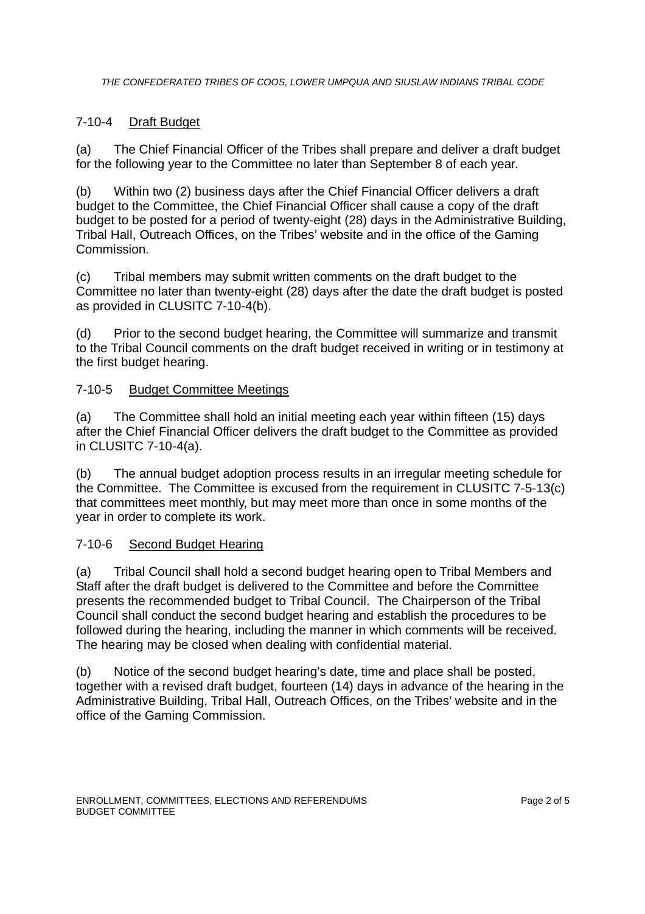### 7-10-4 Draft Budget

(a) The Chief Financial Officer of the Tribes shall prepare and deliver a draft budget for the following year to the Committee no later than September 8 of each year.

(b) Within two (2) business days after the Chief Financial Officer delivers a draft budget to the Committee, the Chief Financial Officer shall cause a copy of the draft budget to be posted for a period of twenty-eight (28) days in the Administrative Building, Tribal Hall, Outreach Offices, on the Tribes' website and in the office of the Gaming Commission.

(c) Tribal members may submit written comments on the draft budget to the Committee no later than twenty-eight (28) days after the date the draft budget is posted as provided in CLUSITC 7-10-4(b).

(d) Prior to the second budget hearing, the Committee will summarize and transmit to the Tribal Council comments on the draft budget received in writing or in testimony at the first budget hearing.

### 7-10-5 Budget Committee Meetings

(a) The Committee shall hold an initial meeting each year within fifteen (15) days after the Chief Financial Officer delivers the draft budget to the Committee as provided in CLUSITC 7-10-4(a).

(b) The annual budget adoption process results in an irregular meeting schedule for the Committee. The Committee is excused from the requirement in CLUSITC 7-5-13(c) that committees meet monthly, but may meet more than once in some months of the year in order to complete its work.

### 7-10-6 Second Budget Hearing

(a) Tribal Council shall hold a second budget hearing open to Tribal Members and Staff after the draft budget is delivered to the Committee and before the Committee presents the recommended budget to Tribal Council. The Chairperson of the Tribal Council shall conduct the second budget hearing and establish the procedures to be followed during the hearing, including the manner in which comments will be received. The hearing may be closed when dealing with confidential material.

(b) Notice of the second budget hearing's date, time and place shall be posted, together with a revised draft budget, fourteen (14) days in advance of the hearing in the Administrative Building, Tribal Hall, Outreach Offices, on the Tribes' website and in the office of the Gaming Commission.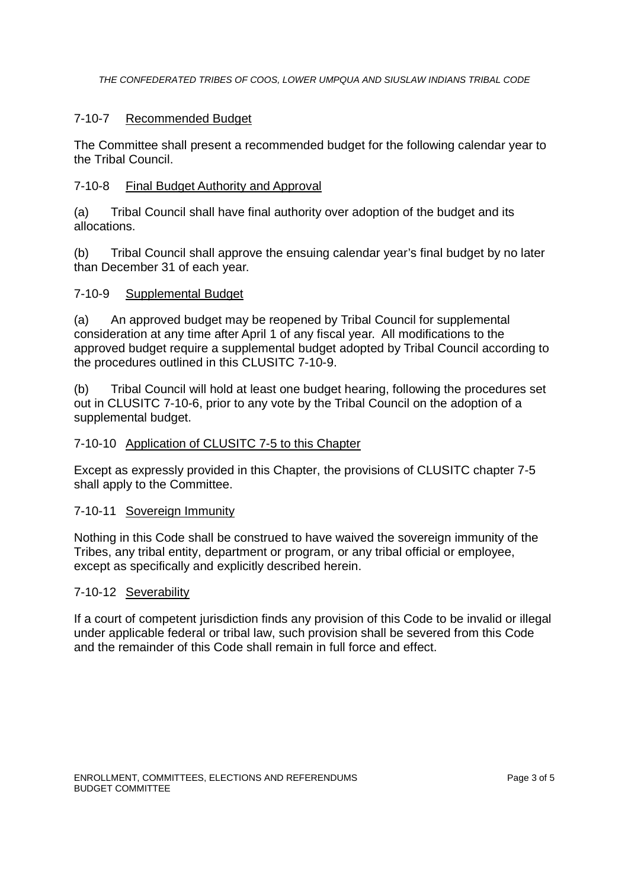## 7-10-7 Recommended Budget

The Committee shall present a recommended budget for the following calendar year to the Tribal Council.

## 7-10-8 Final Budget Authority and Approval

(a) Tribal Council shall have final authority over adoption of the budget and its allocations.

(b) Tribal Council shall approve the ensuing calendar year's final budget by no later than December 31 of each year.

## 7-10-9 Supplemental Budget

(a) An approved budget may be reopened by Tribal Council for supplemental consideration at any time after April 1 of any fiscal year. All modifications to the approved budget require a supplemental budget adopted by Tribal Council according to the procedures outlined in this CLUSITC 7-10-9.

(b) Tribal Council will hold at least one budget hearing, following the procedures set out in CLUSITC 7-10-6, prior to any vote by the Tribal Council on the adoption of a supplemental budget.

## 7-10-10 Application of CLUSITC 7-5 to this Chapter

Except as expressly provided in this Chapter, the provisions of CLUSITC chapter 7-5 shall apply to the Committee.

## 7-10-11 Sovereign Immunity

Nothing in this Code shall be construed to have waived the sovereign immunity of the Tribes, any tribal entity, department or program, or any tribal official or employee, except as specifically and explicitly described herein.

## 7-10-12 Severability

If a court of competent jurisdiction finds any provision of this Code to be invalid or illegal under applicable federal or tribal law, such provision shall be severed from this Code and the remainder of this Code shall remain in full force and effect.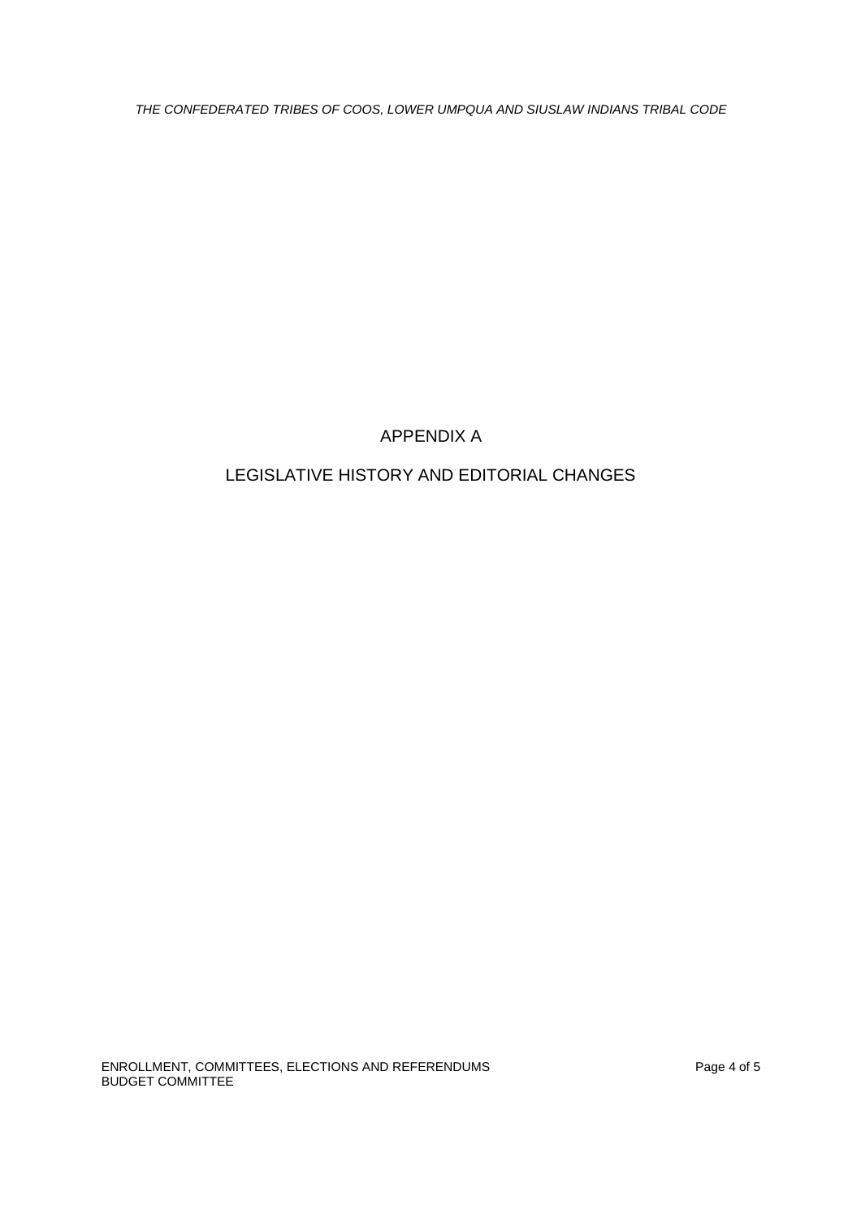# APPENDIX A

## LEGISLATIVE HISTORY AND EDITORIAL CHANGES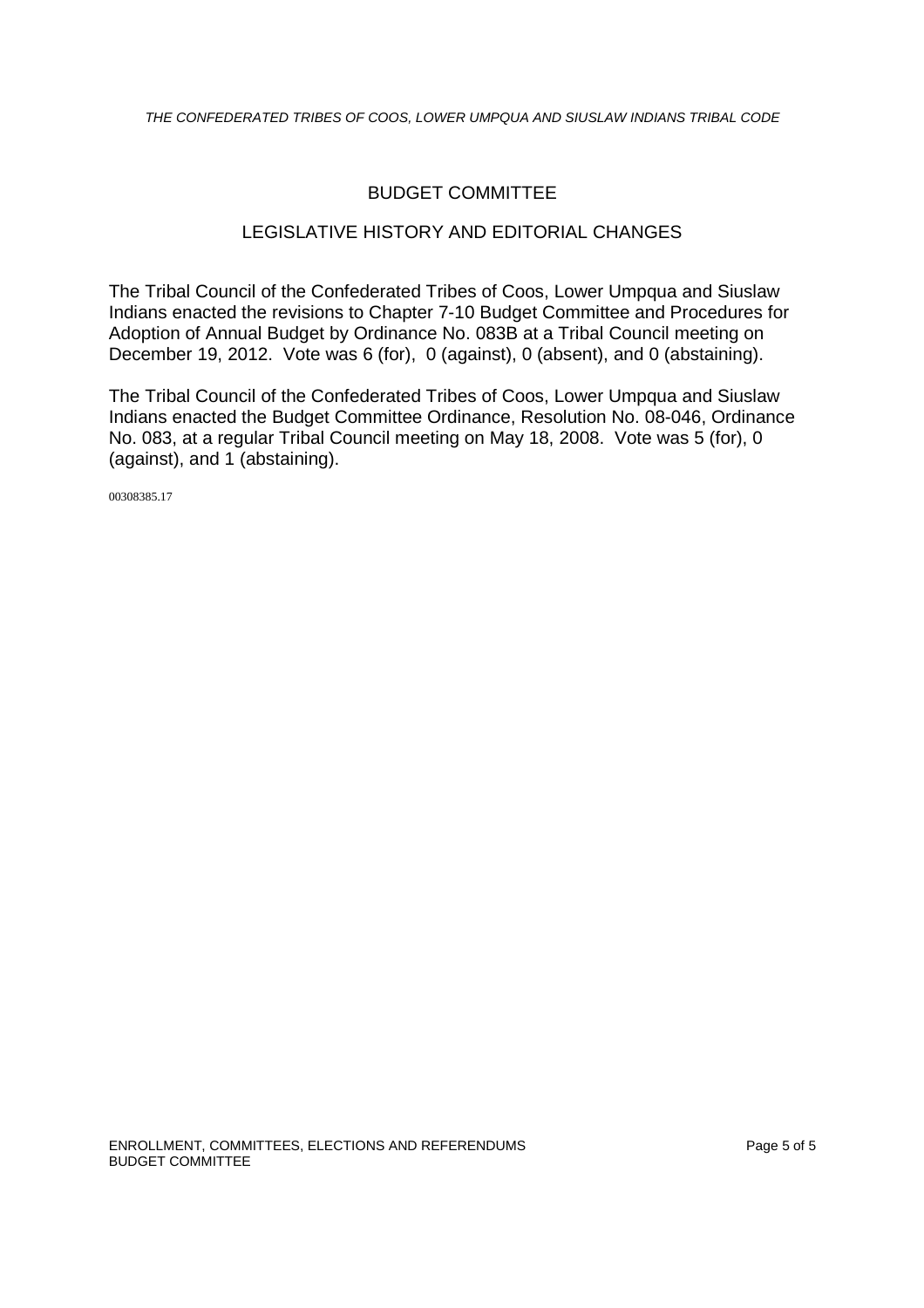## BUDGET COMMITTEE

## LEGISLATIVE HISTORY AND EDITORIAL CHANGES

The Tribal Council of the Confederated Tribes of Coos, Lower Umpqua and Siuslaw Indians enacted the revisions to Chapter 7-10 Budget Committee and Procedures for Adoption of Annual Budget by Ordinance No. 083B at a Tribal Council meeting on December 19, 2012. Vote was 6 (for), 0 (against), 0 (absent), and 0 (abstaining).

The Tribal Council of the Confederated Tribes of Coos, Lower Umpqua and Siuslaw Indians enacted the Budget Committee Ordinance, Resolution No. 08-046, Ordinance No. 083, at a regular Tribal Council meeting on May 18, 2008. Vote was 5 (for), 0 (against), and 1 (abstaining).

00308385.17